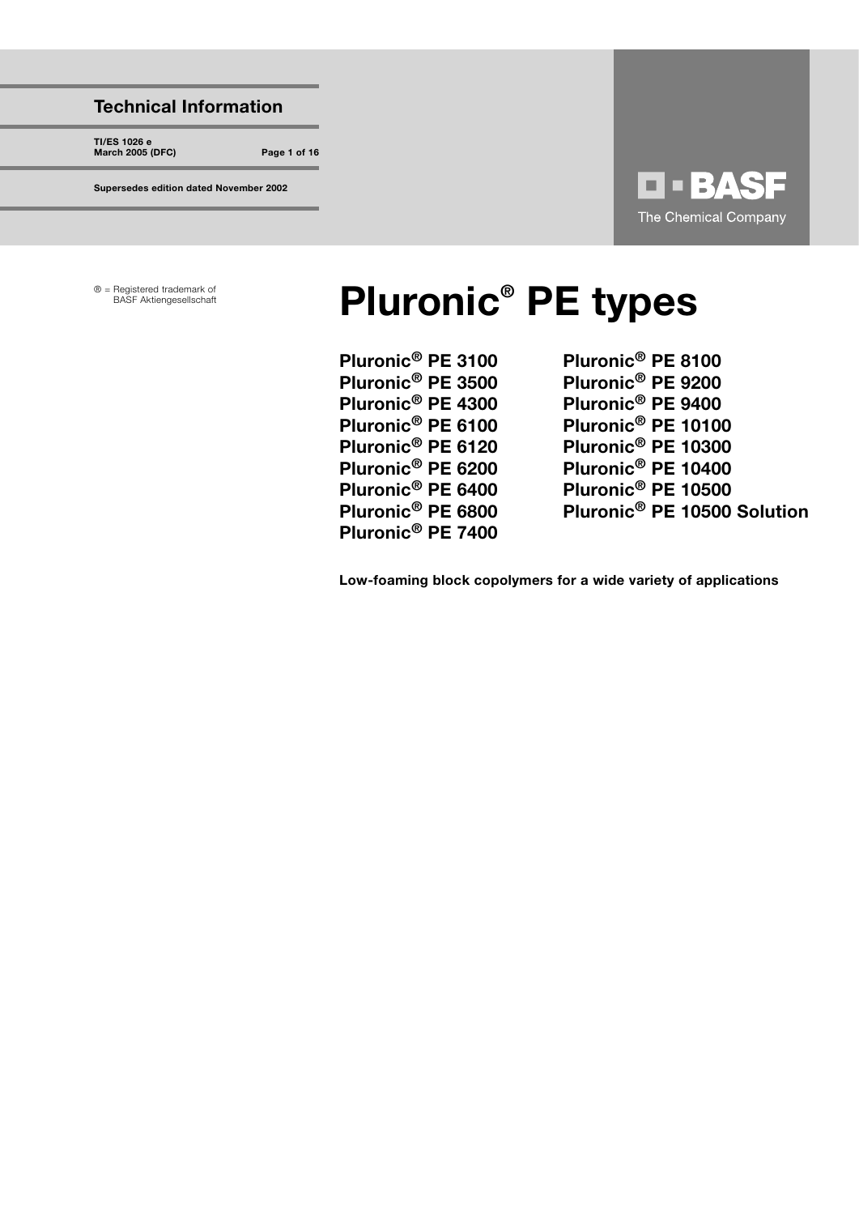**Technical Information**

**TI/ES 1026 e**
**March 2005 (DFC)**

**Supersedes edition dated November 2002**

BASF
The Chemical Company

® = Registered trademark of BASF Aktiengesellschaft

# Pluronic® PE types

**Pluronic® PE 3100**
**Pluronic® PE 3500**
**Pluronic® PE 4300**
**Pluronic® PE 6100**
**Pluronic® PE 6120**
**Pluronic® PE 6200**
**Pluronic® PE 6400**
**Pluronic® PE 6800**
**Pluronic® PE 7400**
**Pluronic® PE 8100**
**Pluronic® PE 9200**
**Pluronic® PE 9400**
**Pluronic® PE 10100**
**Pluronic® PE 10300**
**Pluronic® PE 10400**
**Pluronic® PE 10500**
**Pluronic® PE 10500 Solution**

**Low-foaming block copolymers for a wide variety of applications**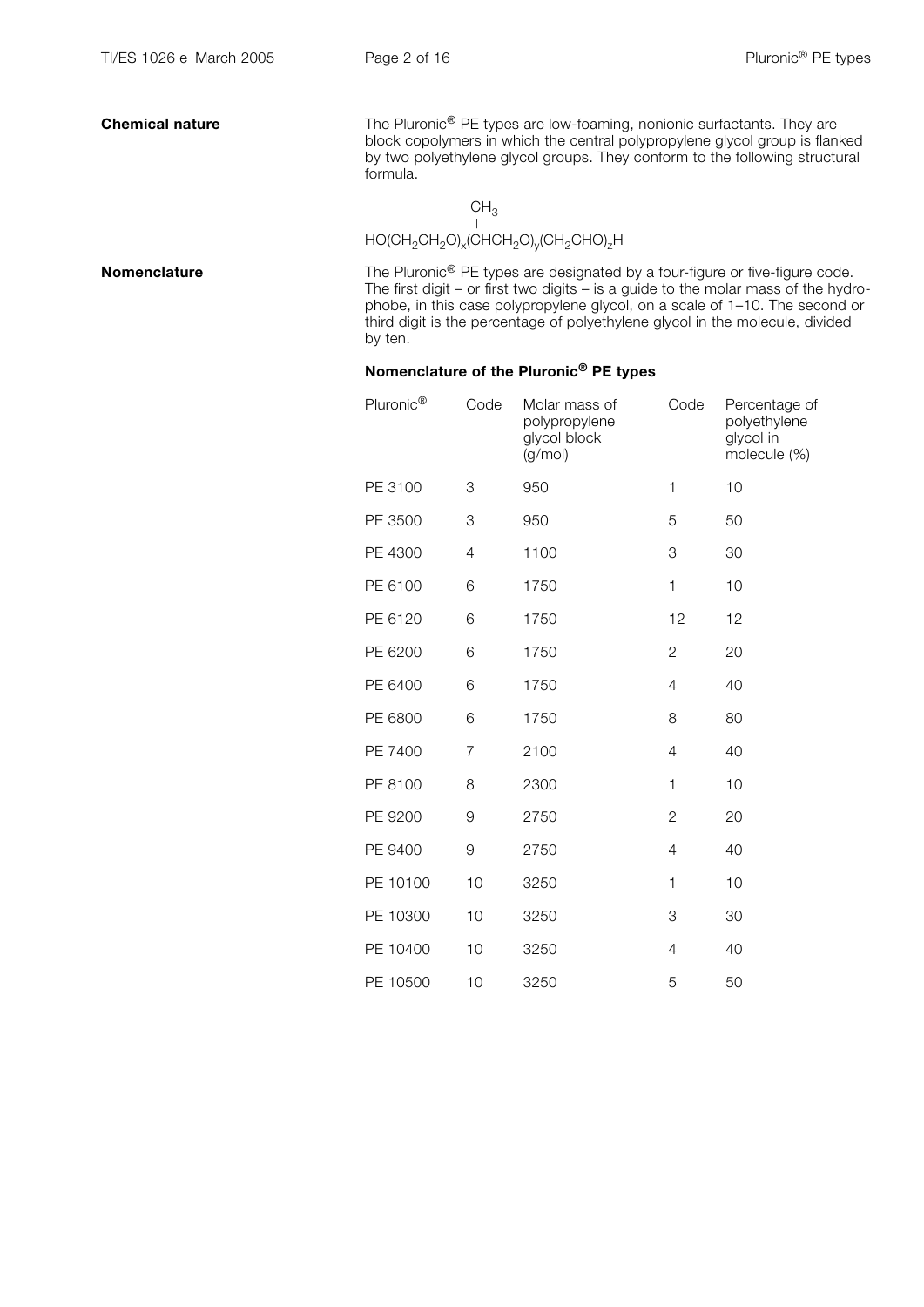**Chemical nature**

The Pluronic® PE types are low-foaming, nonionic surfactants. They are block copolymers in which the central polypropylene glycol group is flanked by two polyethylene glycol groups. They conform to the following structural formula.

$$HO(CH_2CH_2O)_x(\overset{\displaystyle CH_3}{\overset{|}{C}}HCH_2O)_y(CH_2CHO)_zH$$

**Nomenclature**

The Pluronic® PE types are designated by a four-figure or five-figure code. The first digit – or first two digits – is a guide to the molar mass of the hydrophobe, in this case polypropylene glycol, on a scale of 1–10. The second or third digit is the percentage of polyethylene glycol in the molecule, divided by ten.

**Nomenclature of the Pluronic® PE types**

| Pluronic® | Code | Molar mass of polypropylene glycol block (g/mol) | Code | Percentage of polyethylene glycol in molecule (%) |
|---|---|---|---|---|
| PE 3100 | 3 | 950 | 1 | 10 |
| PE 3500 | 3 | 950 | 5 | 50 |
| PE 4300 | 4 | 1100 | 3 | 30 |
| PE 6100 | 6 | 1750 | 1 | 10 |
| PE 6120 | 6 | 1750 | 12 | 12 |
| PE 6200 | 6 | 1750 | 2 | 20 |
| PE 6400 | 6 | 1750 | 4 | 40 |
| PE 6800 | 6 | 1750 | 8 | 80 |
| PE 7400 | 7 | 2100 | 4 | 40 |
| PE 8100 | 8 | 2300 | 1 | 10 |
| PE 9200 | 9 | 2750 | 2 | 20 |
| PE 9400 | 9 | 2750 | 4 | 40 |
| PE 10100 | 10 | 3250 | 1 | 10 |
| PE 10300 | 10 | 3250 | 3 | 30 |
| PE 10400 | 10 | 3250 | 4 | 40 |
| PE 10500 | 10 | 3250 | 5 | 50 |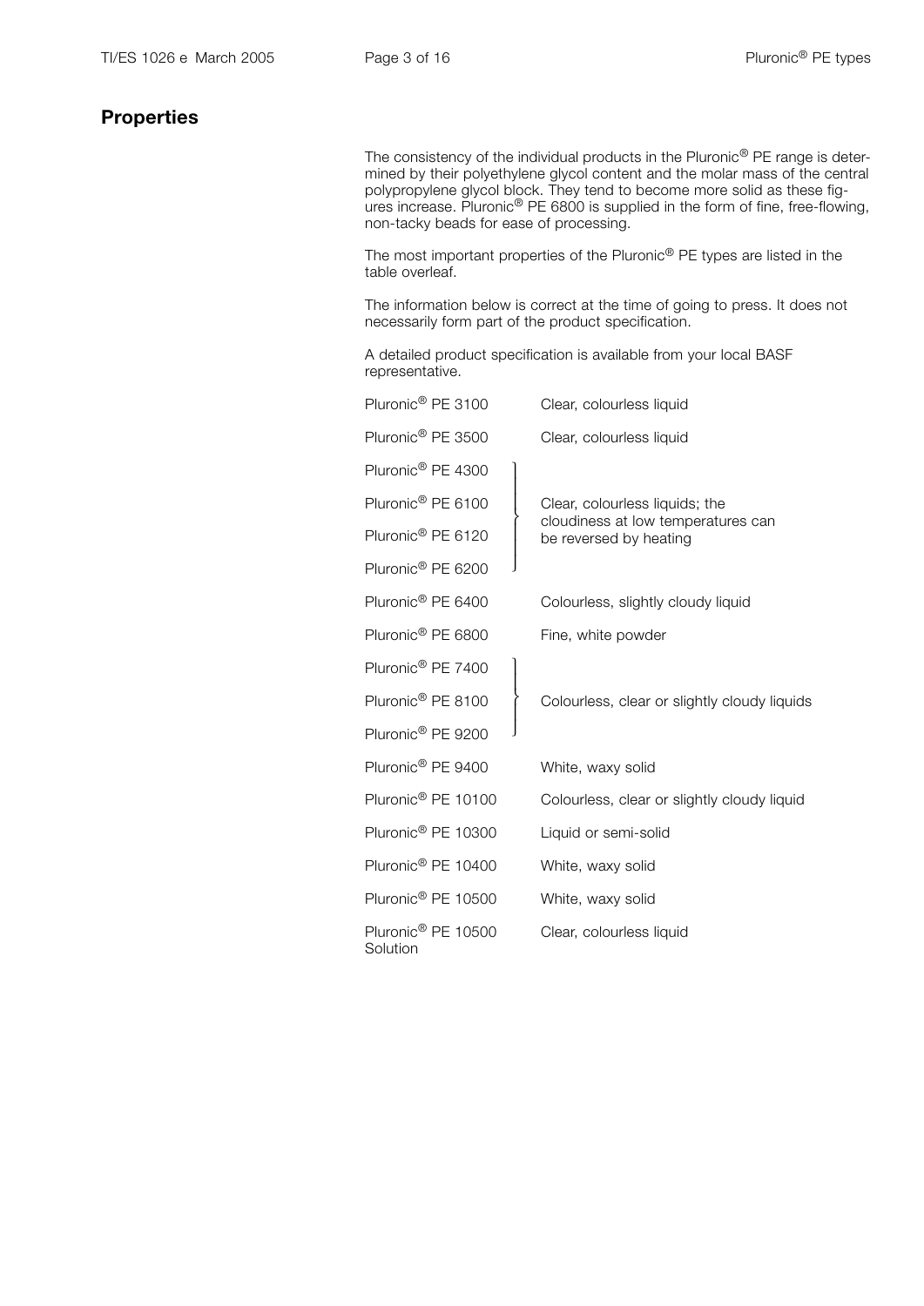## Properties

The consistency of the individual products in the Pluronic® PE range is determined by their polyethylene glycol content and the molar mass of the central polypropylene glycol block. They tend to become more solid as these figures increase. Pluronic® PE 6800 is supplied in the form of fine, free-flowing, non-tacky beads for ease of processing.

The most important properties of the Pluronic® PE types are listed in the table overleaf.

The information below is correct at the time of going to press. It does not necessarily form part of the product specification.

A detailed product specification is available from your local BASF representative.

| | |
|---|---|
| Pluronic® PE 3100 | Clear, colourless liquid |
| Pluronic® PE 3500 | Clear, colourless liquid |
| Pluronic® PE 4300<br>Pluronic® PE 6100<br>Pluronic® PE 6120<br>Pluronic® PE 6200 | Clear, colourless liquids; the cloudiness at low temperatures can be reversed by heating |
| Pluronic® PE 6400 | Colourless, slightly cloudy liquid |
| Pluronic® PE 6800 | Fine, white powder |
| Pluronic® PE 7400<br>Pluronic® PE 8100<br>Pluronic® PE 9200 | Colourless, clear or slightly cloudy liquids |
| Pluronic® PE 9400 | White, waxy solid |
| Pluronic® PE 10100 | Colourless, clear or slightly cloudy liquid |
| Pluronic® PE 10300 | Liquid or semi-solid |
| Pluronic® PE 10400 | White, waxy solid |
| Pluronic® PE 10500 | White, waxy solid |
| Pluronic® PE 10500 Solution | Clear, colourless liquid |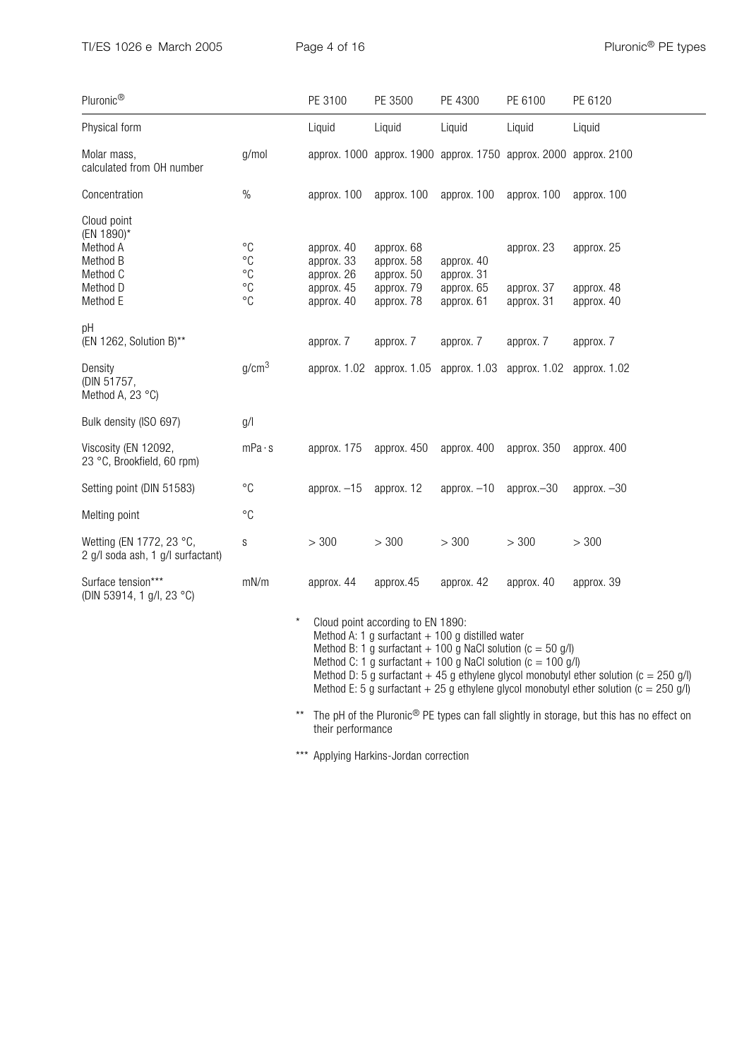| Pluronic® | | PE 3100 | PE 3500 | PE 4300 | PE 6100 | PE 6120 |
|---|---|---|---|---|---|---|
| Physical form | | Liquid | Liquid | Liquid | Liquid | Liquid |
| Molar mass, calculated from OH number | g/mol | approx. 1000 | approx. 1900 | approx. 1750 | approx. 2000 | approx. 2100 |
| Concentration | % | approx. 100 | approx. 100 | approx. 100 | approx. 100 | approx. 100 |
| Cloud point (EN 1890)* | | | | | | |
| Method A | °C | approx. 40 | approx. 68 | | approx. 23 | approx. 25 |
| Method B | °C | approx. 33 | approx. 58 | approx. 40 | | |
| Method C | °C | approx. 26 | approx. 50 | approx. 31 | | |
| Method D | °C | approx. 45 | approx. 79 | approx. 65 | approx. 37 | approx. 48 |
| Method E | °C | approx. 40 | approx. 78 | approx. 61 | approx. 31 | approx. 40 |
| pH (EN 1262, Solution B)** | | approx. 7 | approx. 7 | approx. 7 | approx. 7 | approx. 7 |
| Density (DIN 51757, Method A, 23 °C) | $g/cm^3$ | approx. 1.02 | approx. 1.05 | approx. 1.03 | approx. 1.02 | approx. 1.02 |
| Bulk density (ISO 697) | g/l | | | | | |
| Viscosity (EN 12092, 23 °C, Brookfield, 60 rpm) | mPa · s | approx. 175 | approx. 450 | approx. 400 | approx. 350 | approx. 400 |
| Setting point (DIN 51583) | °C | approx. –15 | approx. 12 | approx. –10 | approx.–30 | approx. –30 |
| Melting point | °C | | | | | |
| Wetting (EN 1772, 23 °C, 2 g/l soda ash, 1 g/l surfactant) | s | > 300 | > 300 | > 300 | > 300 | > 300 |
| Surface tension*** (DIN 53914, 1 g/l, 23 °C) | mN/m | approx. 44 | approx.45 | approx. 42 | approx. 40 | approx. 39 |

\* Cloud point according to EN 1890:
Method A: 1 g surfactant + 100 g distilled water
Method B: 1 g surfactant + 100 g NaCl solution (c = 50 g/l)
Method C: 1 g surfactant + 100 g NaCl solution (c = 100 g/l)
Method D: 5 g surfactant + 45 g ethylene glycol monobutyl ether solution (c = 250 g/l)
Method E: 5 g surfactant + 25 g ethylene glycol monobutyl ether solution (c = 250 g/l)

** The pH of the Pluronic® PE types can fall slightly in storage, but this has no effect on their performance

*** Applying Harkins-Jordan correction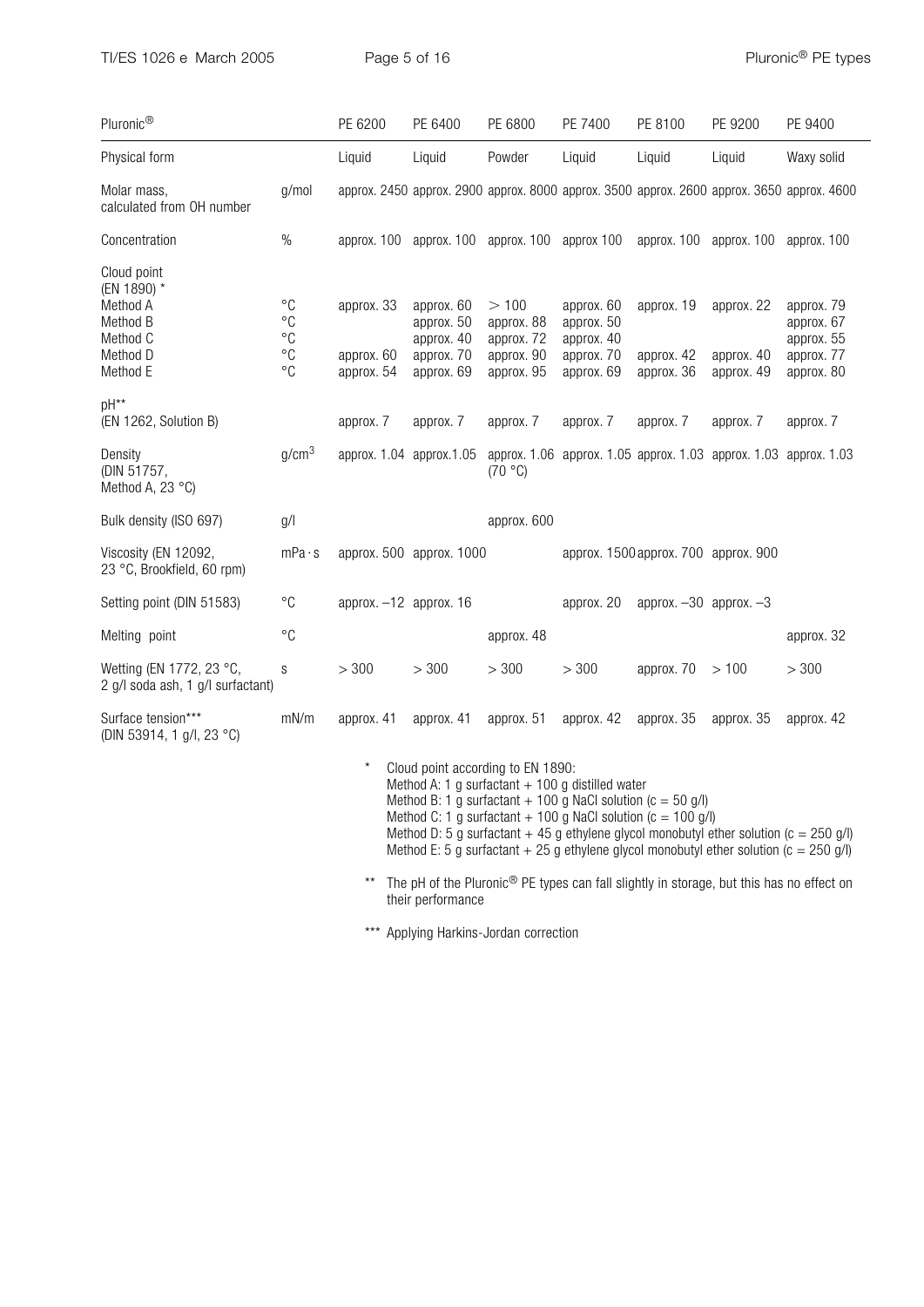| Pluronic® | | PE 6200 | PE 6400 | PE 6800 | PE 7400 | PE 8100 | PE 9200 | PE 9400 |
|---|---|---|---|---|---|---|---|---|
| Physical form | | Liquid | Liquid | Powder | Liquid | Liquid | Liquid | Waxy solid |
| Molar mass, calculated from OH number | g/mol | approx. 2450 | approx. 2900 | approx. 8000 | approx. 3500 | approx. 2600 | approx. 3650 | approx. 4600 |
| Concentration | % | approx. 100 | approx. 100 | approx. 100 | approx 100 | approx. 100 | approx. 100 | approx. 100 |
| Cloud point (EN 1890) * | | | | | | | | |
| Method A | °C | approx. 33 | approx. 60 | > 100 | approx. 60 | approx. 19 | approx. 22 | approx. 79 |
| Method B | °C | | approx. 50 | approx. 88 | approx. 50 | | | approx. 67 |
| Method C | °C | | approx. 40 | approx. 72 | approx. 40 | | | approx. 55 |
| Method D | °C | approx. 60 | approx. 70 | approx. 90 | approx. 70 | approx. 42 | approx. 40 | approx. 77 |
| Method E | °C | approx. 54 | approx. 69 | approx. 95 | approx. 69 | approx. 36 | approx. 49 | approx. 80 |
| pH** (EN 1262, Solution B) | | approx. 7 | approx. 7 | approx. 7 | approx. 7 | approx. 7 | approx. 7 | approx. 7 |
| Density (DIN 51757, Method A, 23 °C) | $g/cm^3$ | approx. 1.04 | approx.1.05 | approx. 1.06 (70 °C) | approx. 1.05 | approx. 1.03 | approx. 1.03 | approx. 1.03 |
| Bulk density (ISO 697) | g/l | | | approx. 600 | | | | |
| Viscosity (EN 12092, 23 °C, Brookfield, 60 rpm) | mPa · s | approx. 500 | approx. 1000 | | approx. 1500 | approx. 700 | approx. 900 | |
| Setting point (DIN 51583) | °C | approx. –12 | approx. 16 | | approx. 20 | approx. –30 | approx. –3 | |
| Melting point | °C | | | approx. 48 | | | | approx. 32 |
| Wetting (EN 1772, 23 °C, 2 g/l soda ash, 1 g/l surfactant) | s | > 300 | > 300 | > 300 | > 300 | approx. 70 | > 100 | > 300 |
| Surface tension*** (DIN 53914, 1 g/l, 23 °C) | mN/m | approx. 41 | approx. 41 | approx. 51 | approx. 42 | approx. 35 | approx. 35 | approx. 42 |

\* Cloud point according to EN 1890:
Method A: 1 g surfactant + 100 g distilled water
Method B: 1 g surfactant + 100 g NaCl solution (c = 50 g/l)
Method C: 1 g surfactant + 100 g NaCl solution (c = 100 g/l)
Method D: 5 g surfactant + 45 g ethylene glycol monobutyl ether solution (c = 250 g/l)
Method E: 5 g surfactant + 25 g ethylene glycol monobutyl ether solution (c = 250 g/l)

\*\* The pH of the Pluronic® PE types can fall slightly in storage, but this has no effect on their performance

\*\*\* Applying Harkins-Jordan correction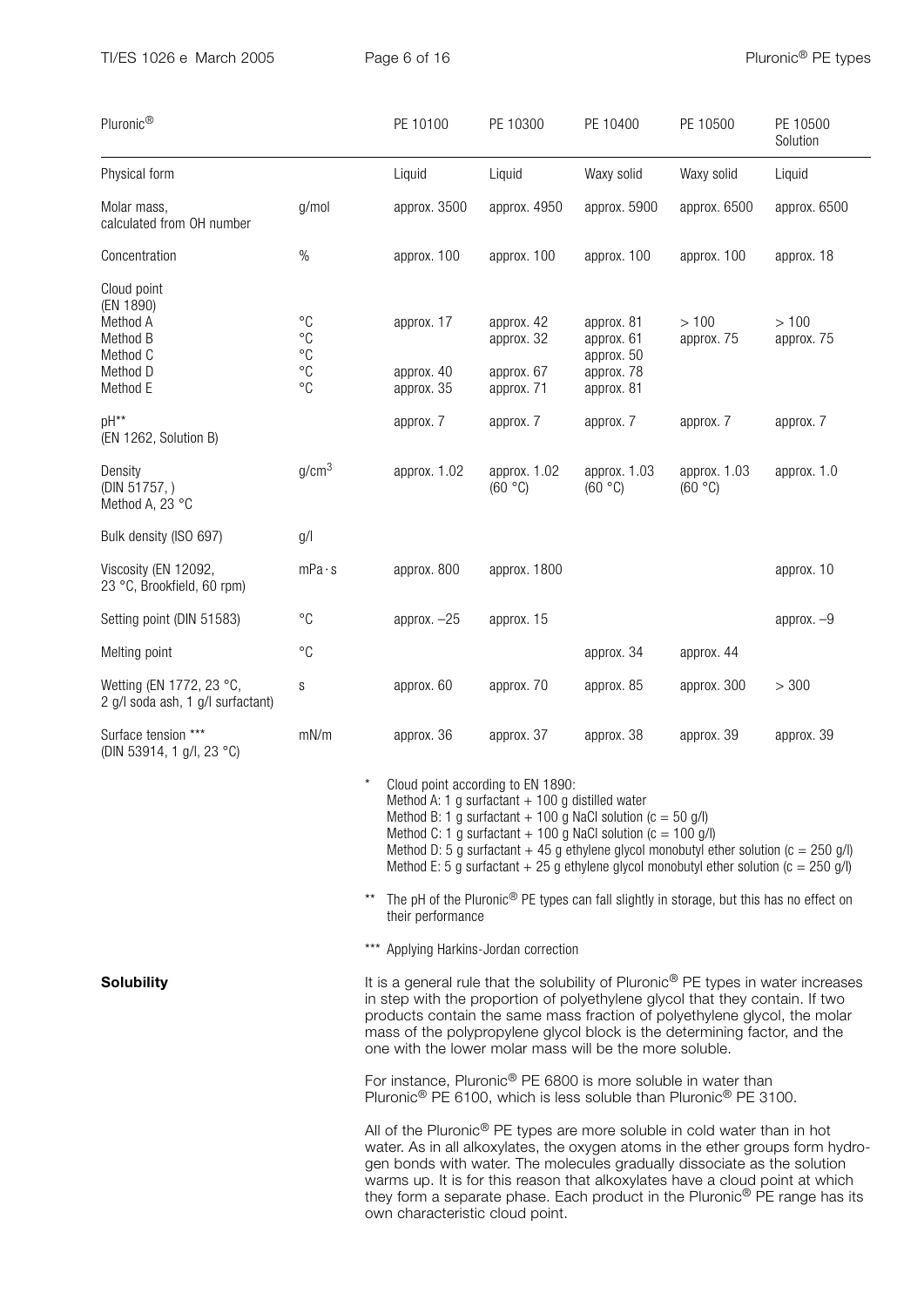| Pluronic® | | PE 10100 | PE 10300 | PE 10400 | PE 10500 | PE 10500 Solution |
|---|---|---|---|---|---|---|
| Physical form | | Liquid | Liquid | Waxy solid | Waxy solid | Liquid |
| Molar mass, calculated from OH number | g/mol | approx. 3500 | approx. 4950 | approx. 5900 | approx. 6500 | approx. 6500 |
| Concentration | % | approx. 100 | approx. 100 | approx. 100 | approx. 100 | approx. 18 |
| Cloud point (EN 1890) | | | | | | |
| Method A | °C | approx. 17 | approx. 42 | approx. 81 | > 100 | > 100 |
| Method B | °C | | approx. 32 | approx. 61 | approx. 75 | approx. 75 |
| Method C | °C | | | approx. 50 | | |
| Method D | °C | approx. 40 | approx. 67 | approx. 78 | | |
| Method E | °C | approx. 35 | approx. 71 | approx. 81 | | |
| pH** (EN 1262, Solution B) | | approx. 7 | approx. 7 | approx. 7 | approx. 7 | approx. 7 |
| Density (DIN 51757, ) Method A, 23 °C | $g/cm^3$ | approx. 1.02 | approx. 1.02 (60 °C) | approx. 1.03 (60 °C) | approx. 1.03 (60 °C) | approx. 1.0 |
| Bulk density (ISO 697) | g/l | | | | | |
| Viscosity (EN 12092, 23 °C, Brookfield, 60 rpm) | mPa·s | approx. 800 | approx. 1800 | | | approx. 10 |
| Setting point (DIN 51583) | °C | approx. –25 | approx. 15 | | | approx. –9 |
| Melting point | °C | | | approx. 34 | approx. 44 | |
| Wetting (EN 1772, 23 °C, 2 g/l soda ash, 1 g/l surfactant) | s | approx. 60 | approx. 70 | approx. 85 | approx. 300 | > 300 |
| Surface tension *** (DIN 53914, 1 g/l, 23 °C) | mN/m | approx. 36 | approx. 37 | approx. 38 | approx. 39 | approx. 39 |

\* Cloud point according to EN 1890:
Method A: 1 g surfactant + 100 g distilled water
Method B: 1 g surfactant + 100 g NaCl solution (c = 50 g/l)
Method C: 1 g surfactant + 100 g NaCl solution (c = 100 g/l)
Method D: 5 g surfactant + 45 g ethylene glycol monobutyl ether solution (c = 250 g/l)
Method E: 5 g surfactant + 25 g ethylene glycol monobutyl ether solution (c = 250 g/l)

\** The pH of the Pluronic® PE types can fall slightly in storage, but this has no effect on their performance

\*** Applying Harkins-Jordan correction

**Solubility**

It is a general rule that the solubility of Pluronic® PE types in water increases in step with the proportion of polyethylene glycol that they contain. If two products contain the same mass fraction of polyethylene glycol, the molar mass of the polypropylene glycol block is the determining factor, and the one with the lower molar mass will be the more soluble.

For instance, Pluronic® PE 6800 is more soluble in water than Pluronic® PE 6100, which is less soluble than Pluronic® PE 3100.

All of the Pluronic® PE types are more soluble in cold water than in hot water. As in all alkoxylates, the oxygen atoms in the ether groups form hydrogen bonds with water. The molecules gradually dissociate as the solution warms up. It is for this reason that alkoxylates have a cloud point at which they form a separate phase. Each product in the Pluronic® PE range has its own characteristic cloud point.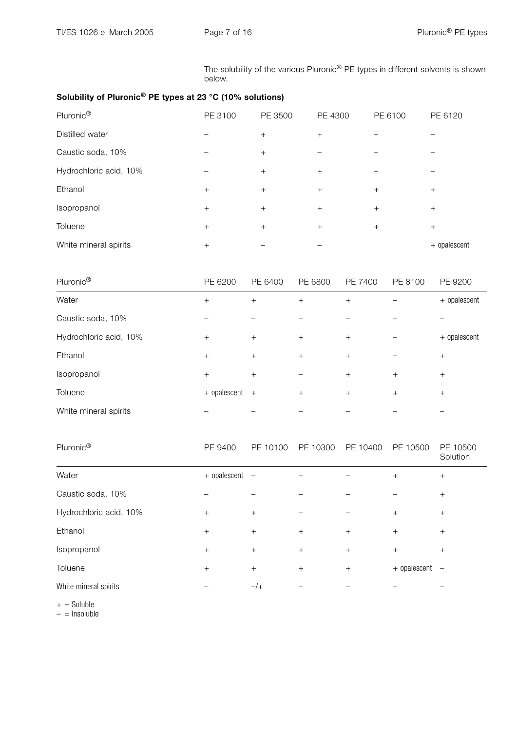The solubility of the various Pluronic® PE types in different solvents is shown below.

**Solubility of Pluronic® PE types at 23 °C (10% solutions)**

| Pluronic® | PE 3100 | PE 3500 | PE 4300 | PE 6100 | PE 6120 |
|---|---|---|---|---|---|
| Distilled water | – | + | + | – | – |
| Caustic soda, 10% | – | + | – | – | – |
| Hydrochloric acid, 10% | – | + | + | – | – |
| Ethanol | + | + | + | + | + |
| Isopropanol | + | + | + | + | + |
| Toluene | + | + | + | + | + |
| White mineral spirits | + | – | – | | + opalescent |

| Pluronic® | PE 6200 | PE 6400 | PE 6800 | PE 7400 | PE 8100 | PE 9200 |
|---|---|---|---|---|---|---|
| Water | + | + | + | + | – | + opalescent |
| Caustic soda, 10% | – | – | – | – | – | – |
| Hydrochloric acid, 10% | + | + | + | + | – | + opalescent |
| Ethanol | + | + | + | + | – | + |
| Isopropanol | + | + | – | + | + | + |
| Toluene | + opalescent | + | + | + | + | + |
| White mineral spirits | – | – | – | – | – | – |

| Pluronic® | PE 9400 | PE 10100 | PE 10300 | PE 10400 | PE 10500 | PE 10500 Solution |
|---|---|---|---|---|---|---|
| Water | + opalescent | – | – | – | + | + |
| Caustic soda, 10% | – | – | – | – | – | + |
| Hydrochloric acid, 10% | + | + | – | – | + | + |
| Ethanol | + | + | + | + | + | + |
| Isopropanol | + | + | + | + | + | + |
| Toluene | + | + | + | + | + opalescent | – |
| White mineral spirits | – | –/+ | – | – | – | – |

+ = Soluble
– = Insoluble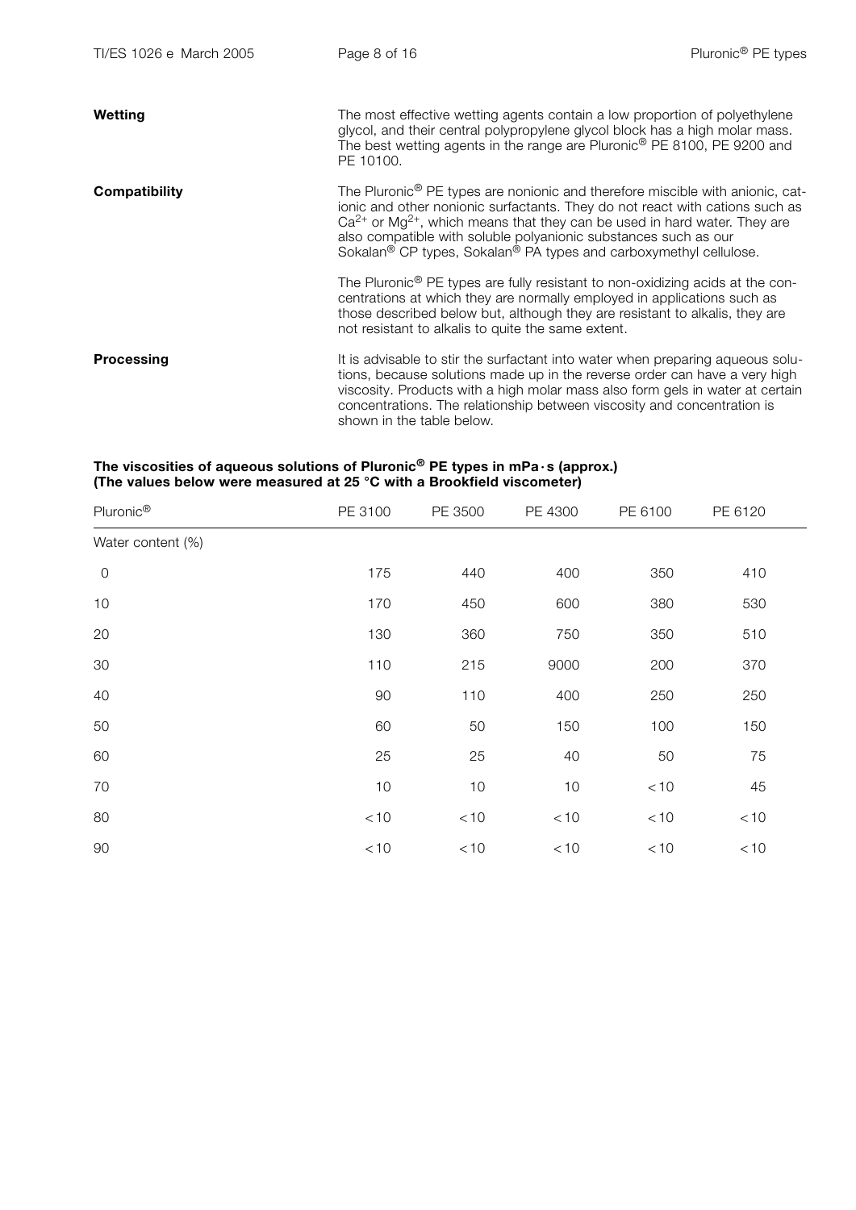**Wetting**

The most effective wetting agents contain a low proportion of polyethylene glycol, and their central polypropylene glycol block has a high molar mass. The best wetting agents in the range are Pluronic® PE 8100, PE 9200 and PE 10100.

**Compatibility**

The Pluronic® PE types are nonionic and therefore miscible with anionic, cationic and other nonionic surfactants. They do not react with cations such as $Ca^{2+}$ or $Mg^{2+}$, which means that they can be used in hard water. They are also compatible with soluble polyanionic substances such as our Sokalan® CP types, Sokalan® PA types and carboxymethyl cellulose.

The Pluronic® PE types are fully resistant to non-oxidizing acids at the concentrations at which they are normally employed in applications such as those described below but, although they are resistant to alkalis, they are not resistant to alkalis to quite the same extent.

**Processing**

It is advisable to stir the surfactant into water when preparing aqueous solutions, because solutions made up in the reverse order can have a very high viscosity. Products with a high molar mass also form gels in water at certain concentrations. The relationship between viscosity and concentration is shown in the table below.

**The viscosities of aqueous solutions of Pluronic® PE types in mPa·s (approx.)**
**(The values below were measured at 25 °C with a Brookfield viscometer)**

| Pluronic® | PE 3100 | PE 3500 | PE 4300 | PE 6100 | PE 6120 |
|---|---|---|---|---|---|
| Water content (%) | | | | | |
| 0 | 175 | 440 | 400 | 350 | 410 |
| 10 | 170 | 450 | 600 | 380 | 530 |
| 20 | 130 | 360 | 750 | 350 | 510 |
| 30 | 110 | 215 | 9000 | 200 | 370 |
| 40 | 90 | 110 | 400 | 250 | 250 |
| 50 | 60 | 50 | 150 | 100 | 150 |
| 60 | 25 | 25 | 40 | 50 | 75 |
| 70 | 10 | 10 | 10 | < 10 | 45 |
| 80 | < 10 | < 10 | < 10 | < 10 | < 10 |
| 90 | < 10 | < 10 | < 10 | < 10 | < 10 |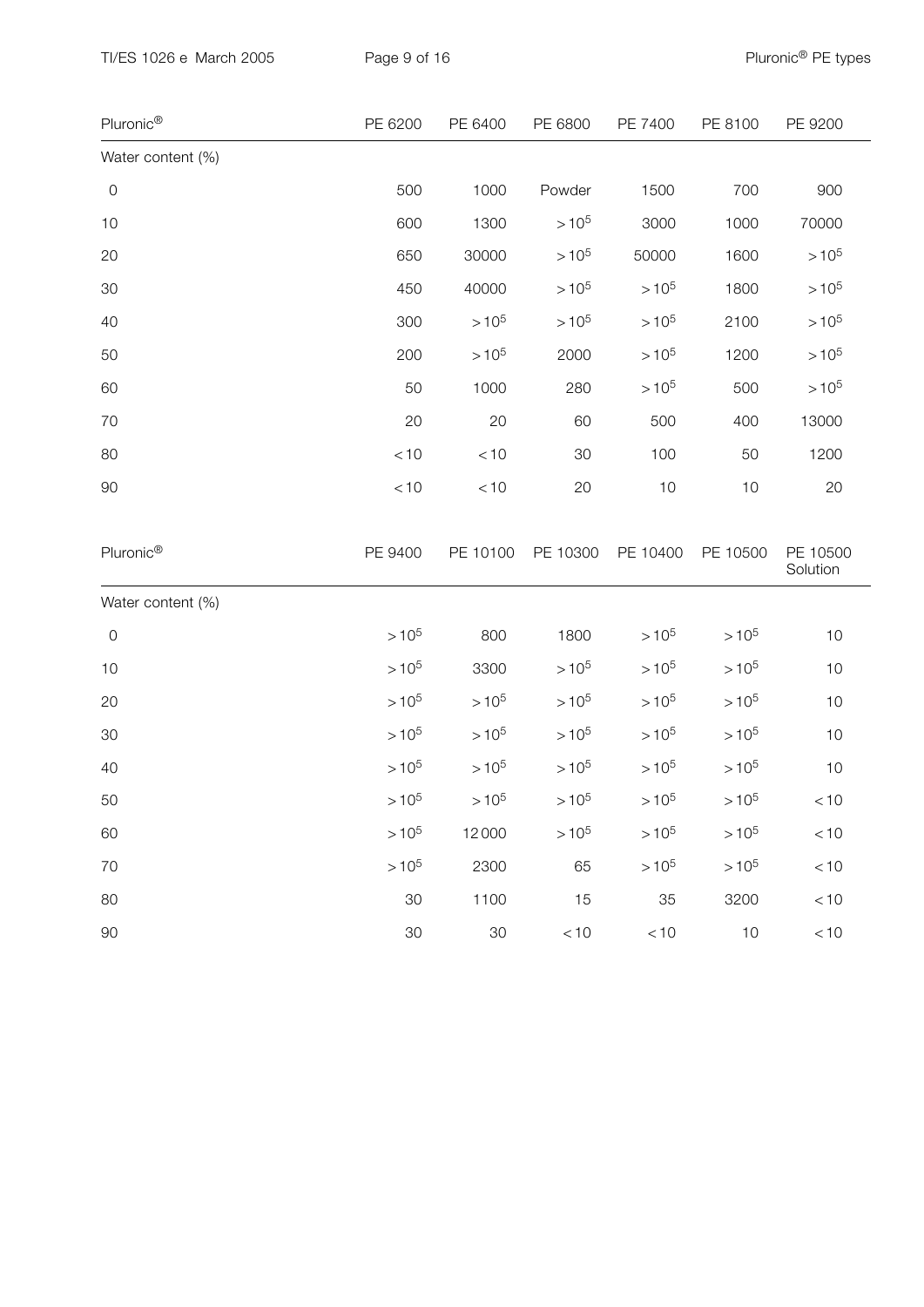| Pluronic® | PE 6200 | PE 6400 | PE 6800 | PE 7400 | PE 8100 | PE 9200 |
|---|---|---|---|---|---|---|
| Water content (%) | | | | | | |
| 0 | 500 | 1000 | Powder | 1500 | 700 | 900 |
| 10 | 600 | 1300 | $>10^5$ | 3000 | 1000 | 70000 |
| 20 | 650 | 30000 | $>10^5$ | 50000 | 1600 | $>10^5$ |
| 30 | 450 | 40000 | $>10^5$ | $>10^5$ | 1800 | $>10^5$ |
| 40 | 300 | $>10^5$ | $>10^5$ | $>10^5$ | 2100 | $>10^5$ |
| 50 | 200 | $>10^5$ | 2000 | $>10^5$ | 1200 | $>10^5$ |
| 60 | 50 | 1000 | 280 | $>10^5$ | 500 | $>10^5$ |
| 70 | 20 | 20 | 60 | 500 | 400 | 13000 |
| 80 | $<10$ | $<10$ | 30 | 100 | 50 | 1200 |
| 90 | $<10$ | $<10$ | 20 | 10 | 10 | 20 |

| Pluronic® | PE 9400 | PE 10100 | PE 10300 | PE 10400 | PE 10500 | PE 10500 Solution |
|---|---|---|---|---|---|---|
| Water content (%) | | | | | | |
| 0 | $>10^5$ | 800 | 1800 | $>10^5$ | $>10^5$ | 10 |
| 10 | $>10^5$ | 3300 | $>10^5$ | $>10^5$ | $>10^5$ | 10 |
| 20 | $>10^5$ | $>10^5$ | $>10^5$ | $>10^5$ | $>10^5$ | 10 |
| 30 | $>10^5$ | $>10^5$ | $>10^5$ | $>10^5$ | $>10^5$ | 10 |
| 40 | $>10^5$ | $>10^5$ | $>10^5$ | $>10^5$ | $>10^5$ | 10 |
| 50 | $>10^5$ | $>10^5$ | $>10^5$ | $>10^5$ | $>10^5$ | $<10$ |
| 60 | $>10^5$ | 12000 | $>10^5$ | $>10^5$ | $>10^5$ | $<10$ |
| 70 | $>10^5$ | 2300 | 65 | $>10^5$ | $>10^5$ | $<10$ |
| 80 | 30 | 1100 | 15 | 35 | 3200 | $<10$ |
| 90 | 30 | 30 | $<10$ | $<10$ | 10 | $<10$ |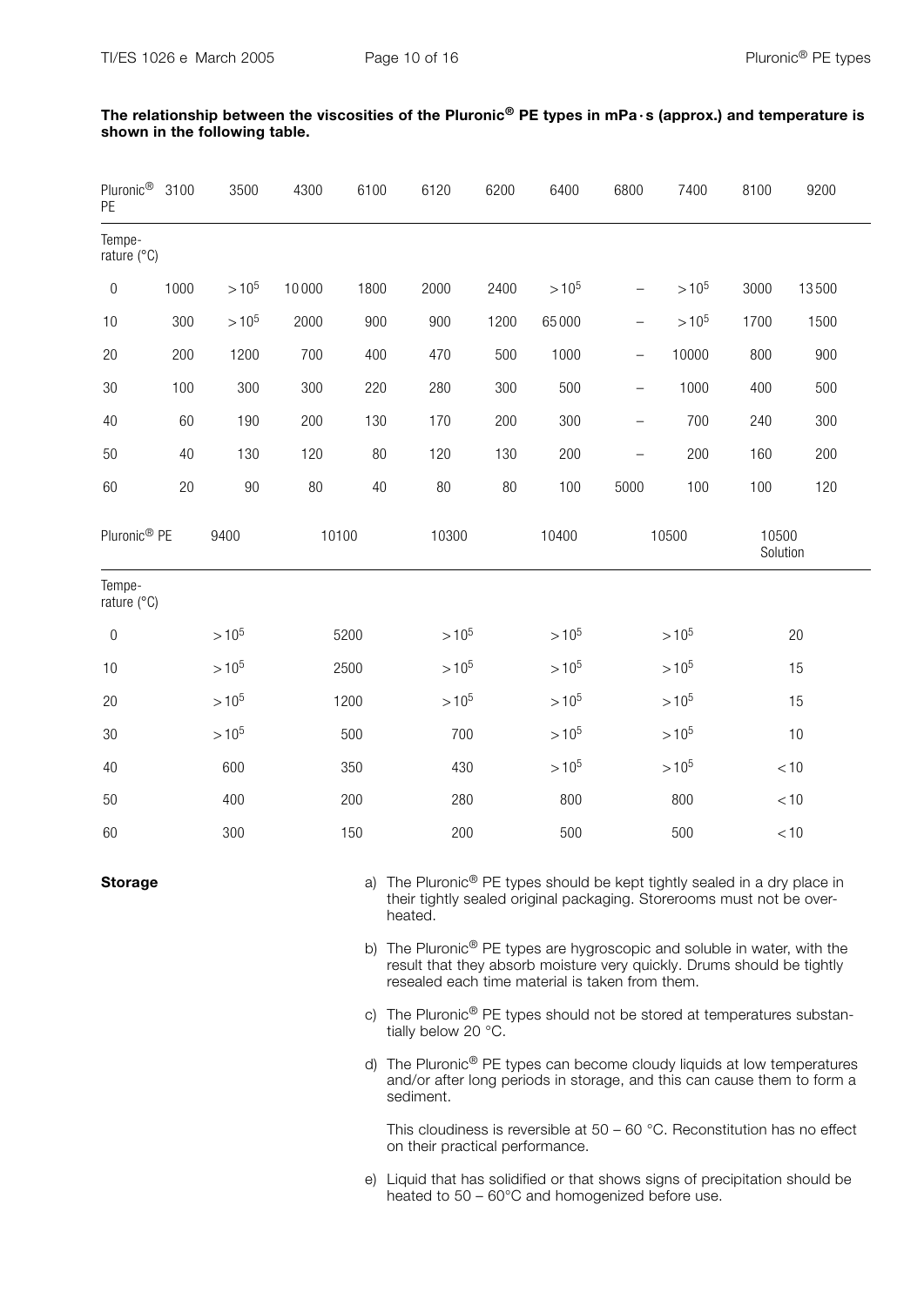**The relationship between the viscosities of the Pluronic® PE types in mPa·s (approx.) and temperature is shown in the following table.**

| Pluronic® PE | 3100 | 3500 | 4300 | 6100 | 6120 | 6200 | 6400 | 6800 | 7400 | 8100 | 9200 |
|---|---|---|---|---|---|---|---|---|---|---|---|
| Temperature (°C) | | | | | | | | | | | |
| 0 | 1000 | $>10^5$ | 10000 | 1800 | 2000 | 2400 | $>10^5$ | – | $>10^5$ | 3000 | 13500 |
| 10 | 300 | $>10^5$ | 2000 | 900 | 900 | 1200 | 65000 | – | $>10^5$ | 1700 | 1500 |
| 20 | 200 | 1200 | 700 | 400 | 470 | 500 | 1000 | – | 10000 | 800 | 900 |
| 30 | 100 | 300 | 300 | 220 | 280 | 300 | 500 | – | 1000 | 400 | 500 |
| 40 | 60 | 190 | 200 | 130 | 170 | 200 | 300 | – | 700 | 240 | 300 |
| 50 | 40 | 130 | 120 | 80 | 120 | 130 | 200 | – | 200 | 160 | 200 |
| 60 | 20 | 90 | 80 | 40 | 80 | 80 | 100 | 5000 | 100 | 100 | 120 |

| Pluronic® PE | 9400 | 10100 | 10300 | 10400 | 10500 | 10500 Solution |
|---|---|---|---|---|---|---|
| Temperature (°C) | | | | | | |
| 0 | $>10^5$ | 5200 | $>10^5$ | $>10^5$ | $>10^5$ | 20 |
| 10 | $>10^5$ | 2500 | $>10^5$ | $>10^5$ | $>10^5$ | 15 |
| 20 | $>10^5$ | 1200 | $>10^5$ | $>10^5$ | $>10^5$ | 15 |
| 30 | $>10^5$ | 500 | 700 | $>10^5$ | $>10^5$ | 10 |
| 40 | 600 | 350 | 430 | $>10^5$ | $>10^5$ | $<10$ |
| 50 | 400 | 200 | 280 | 800 | 800 | $<10$ |
| 60 | 300 | 150 | 200 | 500 | 500 | $<10$ |

**Storage**

a) The Pluronic® PE types should be kept tightly sealed in a dry place in their tightly sealed original packaging. Storerooms must not be overheated.

b) The Pluronic® PE types are hygroscopic and soluble in water, with the result that they absorb moisture very quickly. Drums should be tightly resealed each time material is taken from them.

c) The Pluronic® PE types should not be stored at temperatures substantially below 20 °C.

d) The Pluronic® PE types can become cloudy liquids at low temperatures and/or after long periods in storage, and this can cause them to form a sediment.

This cloudiness is reversible at 50 – 60 °C. Reconstitution has no effect on their practical performance.

e) Liquid that has solidified or that shows signs of precipitation should be heated to 50 – 60°C and homogenized before use.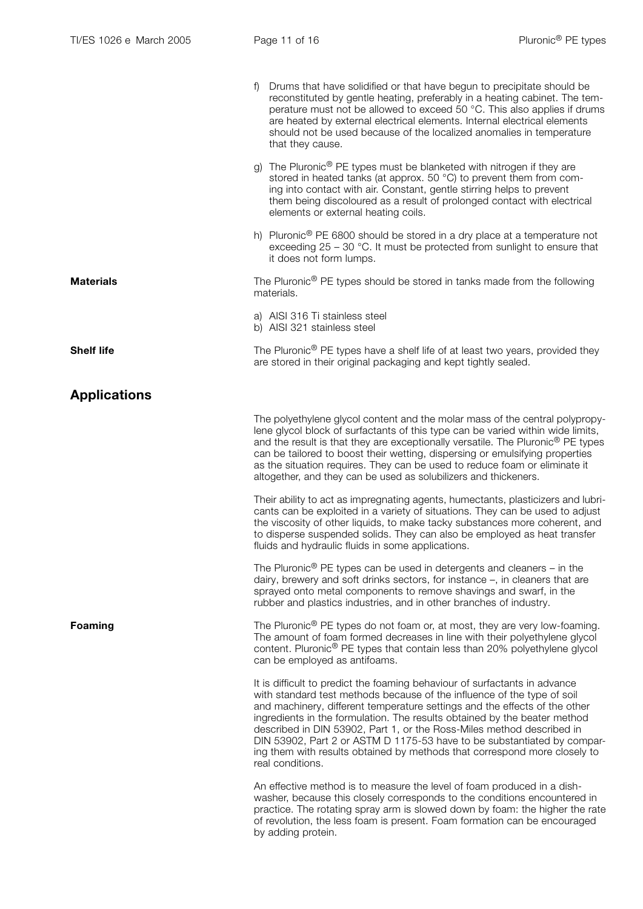f) Drums that have solidified or that have begun to precipitate should be reconstituted by gentle heating, preferably in a heating cabinet. The temperature must not be allowed to exceed 50 °C. This also applies if drums are heated by external electrical elements. Internal electrical elements should not be used because of the localized anomalies in temperature that they cause.

g) The Pluronic® PE types must be blanketed with nitrogen if they are stored in heated tanks (at approx. 50 °C) to prevent them from coming into contact with air. Constant, gentle stirring helps to prevent them being discoloured as a result of prolonged contact with electrical elements or external heating coils.

h) Pluronic® PE 6800 should be stored in a dry place at a temperature not exceeding 25 – 30 °C. It must be protected from sunlight to ensure that it does not form lumps.

**Materials**

The Pluronic® PE types should be stored in tanks made from the following materials.

a) AISI 316 Ti stainless steel
b) AISI 321 stainless steel

**Shelf life**

The Pluronic® PE types have a shelf life of at least two years, provided they are stored in their original packaging and kept tightly sealed.

## Applications

The polyethylene glycol content and the molar mass of the central polypropylene glycol block of surfactants of this type can be varied within wide limits, and the result is that they are exceptionally versatile. The Pluronic® PE types can be tailored to boost their wetting, dispersing or emulsifying properties as the situation requires. They can be used to reduce foam or eliminate it altogether, and they can be used as solubilizers and thickeners.

Their ability to act as impregnating agents, humectants, plasticizers and lubricants can be exploited in a variety of situations. They can be used to adjust the viscosity of other liquids, to make tacky substances more coherent, and to disperse suspended solids. They can also be employed as heat transfer fluids and hydraulic fluids in some applications.

The Pluronic® PE types can be used in detergents and cleaners – in the dairy, brewery and soft drinks sectors, for instance –, in cleaners that are sprayed onto metal components to remove shavings and swarf, in the rubber and plastics industries, and in other branches of industry.

**Foaming**

The Pluronic® PE types do not foam or, at most, they are very low-foaming. The amount of foam formed decreases in line with their polyethylene glycol content. Pluronic® PE types that contain less than 20% polyethylene glycol can be employed as antifoams.

It is difficult to predict the foaming behaviour of surfactants in advance with standard test methods because of the influence of the type of soil and machinery, different temperature settings and the effects of the other ingredients in the formulation. The results obtained by the beater method described in DIN 53902, Part 1, or the Ross-Miles method described in DIN 53902, Part 2 or ASTM D 1175-53 have to be substantiated by comparing them with results obtained by methods that correspond more closely to real conditions.

An effective method is to measure the level of foam produced in a dishwasher, because this closely corresponds to the conditions encountered in practice. The rotating spray arm is slowed down by foam: the higher the rate of revolution, the less foam is present. Foam formation can be encouraged by adding protein.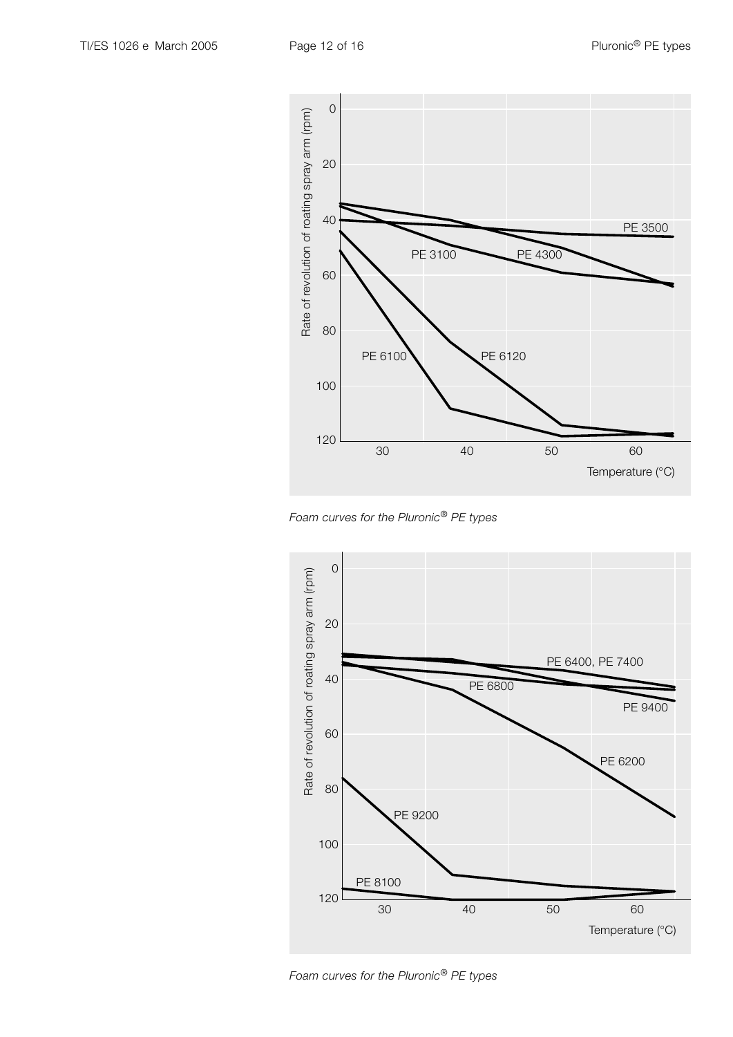Foam curves for the Pluronic® PE types

Foam curves for the Pluronic® PE types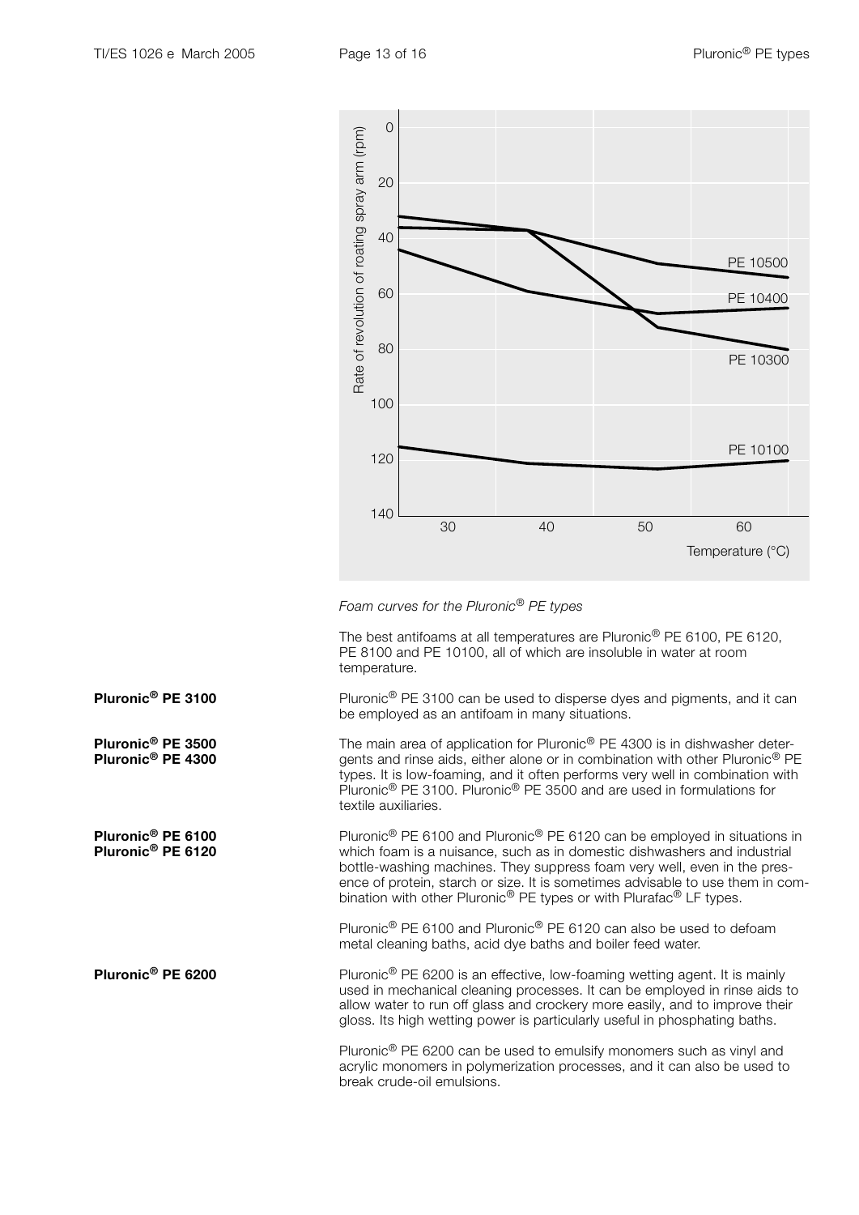*Foam curves for the Pluronic® PE types*

The best antifoams at all temperatures are Pluronic® PE 6100, PE 6120, PE 8100 and PE 10100, all of which are insoluble in water at room temperature.

**Pluronic® PE 3100**

Pluronic® PE 3100 can be used to disperse dyes and pigments, and it can be employed as an antifoam in many situations.

**Pluronic® PE 3500**
**Pluronic® PE 4300**

The main area of application for Pluronic® PE 4300 is in dishwasher detergents and rinse aids, either alone or in combination with other Pluronic® PE types. It is low-foaming, and it often performs very well in combination with Pluronic® PE 3100. Pluronic® PE 3500 and are used in formulations for textile auxiliaries.

**Pluronic® PE 6100**
**Pluronic® PE 6120**

Pluronic® PE 6100 and Pluronic® PE 6120 can be employed in situations in which foam is a nuisance, such as in domestic dishwashers and industrial bottle-washing machines. They suppress foam very well, even in the presence of protein, starch or size. It is sometimes advisable to use them in combination with other Pluronic® PE types or with Plurafac® LF types.

Pluronic® PE 6100 and Pluronic® PE 6120 can also be used to defoam metal cleaning baths, acid dye baths and boiler feed water.

**Pluronic® PE 6200**

Pluronic® PE 6200 is an effective, low-foaming wetting agent. It is mainly used in mechanical cleaning processes. It can be employed in rinse aids to allow water to run off glass and crockery more easily, and to improve their gloss. Its high wetting power is particularly useful in phosphating baths.

Pluronic® PE 6200 can be used to emulsify monomers such as vinyl and acrylic monomers in polymerization processes, and it can also be used to break crude-oil emulsions.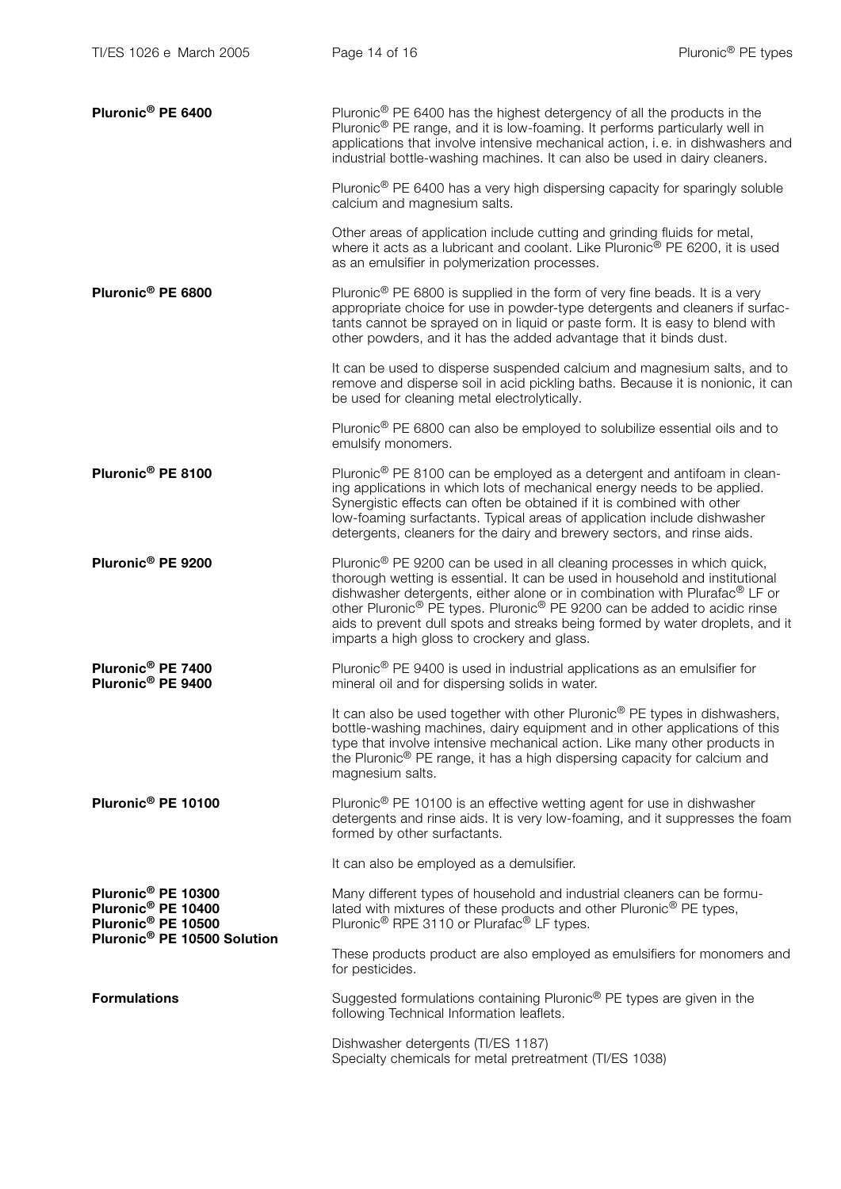**Pluronic® PE 6400**

Pluronic® PE 6400 has the highest detergency of all the products in the Pluronic® PE range, and it is low-foaming. It performs particularly well in applications that involve intensive mechanical action, i. e. in dishwashers and industrial bottle-washing machines. It can also be used in dairy cleaners.

Pluronic® PE 6400 has a very high dispersing capacity for sparingly soluble calcium and magnesium salts.

Other areas of application include cutting and grinding fluids for metal, where it acts as a lubricant and coolant. Like Pluronic® PE 6200, it is used as an emulsifier in polymerization processes.

**Pluronic® PE 6800**

Pluronic® PE 6800 is supplied in the form of very fine beads. It is a very appropriate choice for use in powder-type detergents and cleaners if surfactants cannot be sprayed on in liquid or paste form. It is easy to blend with other powders, and it has the added advantage that it binds dust.

It can be used to disperse suspended calcium and magnesium salts, and to remove and disperse soil in acid pickling baths. Because it is nonionic, it can be used for cleaning metal electrolytically.

Pluronic® PE 6800 can also be employed to solubilize essential oils and to emulsify monomers.

**Pluronic® PE 8100**

Pluronic® PE 8100 can be employed as a detergent and antifoam in cleaning applications in which lots of mechanical energy needs to be applied. Synergistic effects can often be obtained if it is combined with other low-foaming surfactants. Typical areas of application include dishwasher detergents, cleaners for the dairy and brewery sectors, and rinse aids.

**Pluronic® PE 9200**

Pluronic® PE 9200 can be used in all cleaning processes in which quick, thorough wetting is essential. It can be used in household and institutional dishwasher detergents, either alone or in combination with Plurafac® LF or other Pluronic® PE types. Pluronic® PE 9200 can be added to acidic rinse aids to prevent dull spots and streaks being formed by water droplets, and it imparts a high gloss to crockery and glass.

**Pluronic® PE 7400**
**Pluronic® PE 9400**

Pluronic® PE 9400 is used in industrial applications as an emulsifier for mineral oil and for dispersing solids in water.

It can also be used together with other Pluronic® PE types in dishwashers, bottle-washing machines, dairy equipment and in other applications of this type that involve intensive mechanical action. Like many other products in the Pluronic® PE range, it has a high dispersing capacity for calcium and magnesium salts.

**Pluronic® PE 10100**

Pluronic® PE 10100 is an effective wetting agent for use in dishwasher detergents and rinse aids. It is very low-foaming, and it suppresses the foam formed by other surfactants.

It can also be employed as a demulsifier.

**Pluronic® PE 10300**
**Pluronic® PE 10400**
**Pluronic® PE 10500**
**Pluronic® PE 10500 Solution**

Many different types of household and industrial cleaners can be formulated with mixtures of these products and other Pluronic® PE types, Pluronic® RPE 3110 or Plurafac® LF types.

These products product are also employed as emulsifiers for monomers and for pesticides.

**Formulations**

Suggested formulations containing Pluronic® PE types are given in the following Technical Information leaflets.

Dishwasher detergents (TI/ES 1187)
Specialty chemicals for metal pretreatment (TI/ES 1038)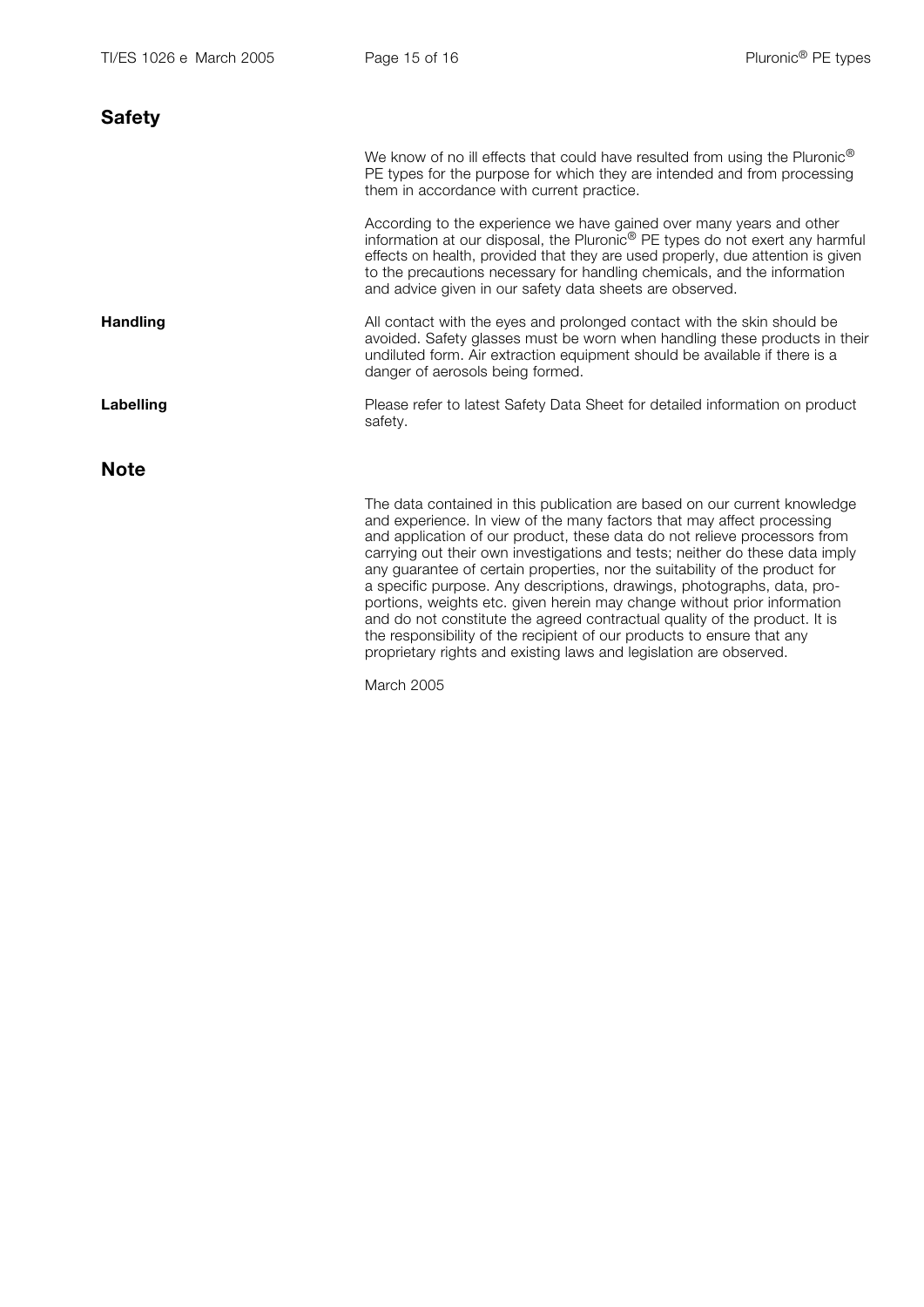## Safety

We know of no ill effects that could have resulted from using the Pluronic® PE types for the purpose for which they are intended and from processing them in accordance with current practice.

According to the experience we have gained over many years and other information at our disposal, the Pluronic® PE types do not exert any harmful effects on health, provided that they are used properly, due attention is given to the precautions necessary for handling chemicals, and the information and advice given in our safety data sheets are observed.

**Handling**

All contact with the eyes and prolonged contact with the skin should be avoided. Safety glasses must be worn when handling these products in their undiluted form. Air extraction equipment should be available if there is a danger of aerosols being formed.

**Labelling**

Please refer to latest Safety Data Sheet for detailed information on product safety.

## Note

The data contained in this publication are based on our current knowledge and experience. In view of the many factors that may affect processing and application of our product, these data do not relieve processors from carrying out their own investigations and tests; neither do these data imply any guarantee of certain properties, nor the suitability of the product for a specific purpose. Any descriptions, drawings, photographs, data, proportions, weights etc. given herein may change without prior information and do not constitute the agreed contractual quality of the product. It is the responsibility of the recipient of our products to ensure that any proprietary rights and existing laws and legislation are observed.

March 2005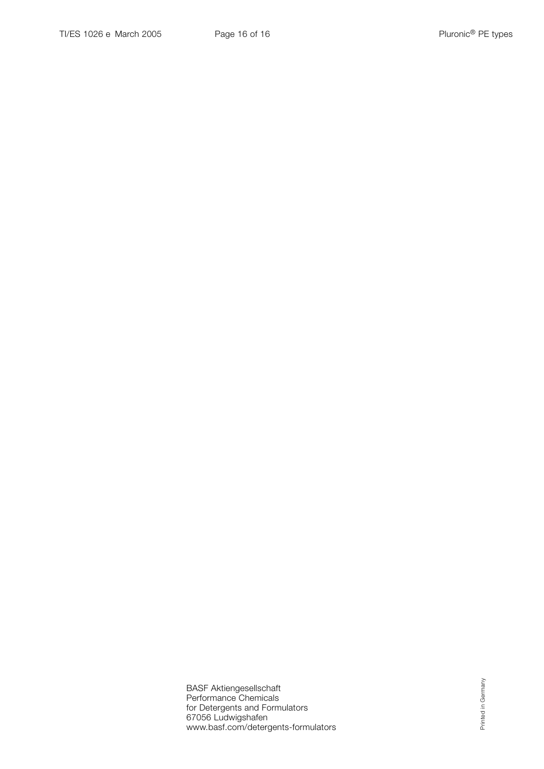BASF Aktiengesellschaft
Performance Chemicals
for Detergents and Formulators
67056 Ludwigshafen
www.basf.com/detergents-formulators

Printed in Germany